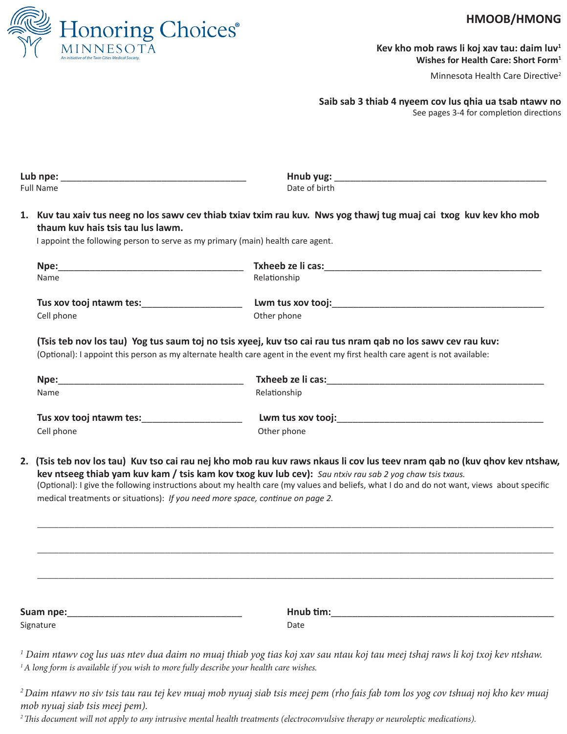Honoring Choices® MINNESOTA
An initiative of the Twin Cities Medical Society.

**HMOOB/HMONG**

**Kev kho mob raws li koj xav tau: daim luv[1]**
**Wishes for Health Care: Short Form[1]**

Minnesota Health Care Directive[2]

**Saib sab 3 thiab 4 nyeem cov lus qhia ua tsab ntawv no**
See pages 3-4 for completion directions

**Lub npe:** ___________________________________ **Hnub yug:** ___________________________________
Full Name Date of birth

**1. Kuv tau xaiv tus neeg no los sawv cev thiab txiav txim rau kuv. Nws yog thawj tug muaj cai txog kuv kev kho mob thaum kuv hais tsis tau lus lawm.**
I appoint the following person to serve as my primary (main) health care agent.

**Npe:**___________________________________ **Txheeb ze li cas:**___________________________________
Name Relationship

**Tus xov tooj ntawm tes:**___________________ **Lwm tus xov tooj:**___________________________________
Cell phone Other phone

**(Tsis teb nov los tau) Yog tus saum toj no tsis xyeej, kuv tso cai rau tus nram qab no los sawv cev rau kuv:**
(Optional): I appoint this person as my alternate health care agent in the event my first health care agent is not available:

**Npe:**___________________________________ **Txheeb ze li cas:**___________________________________
Name Relationship

**Tus xov tooj ntawm tes:**___________________ **Lwm tus xov tooj:**___________________________________
Cell phone Other phone

**2. (Tsis teb nov los tau) Kuv tso cai rau nej kho mob rau kuv raws nkaus li cov lus teev nram qab no (kuv qhov kev ntshaw, kev ntseeg thiab yam kuv kam / tsis kam kov txog kuv lub cev):** *Sau ntxiv rau sab 2 yog chaw tsis txaus.*
(Optional): I give the following instructions about my health care (my values and beliefs, what I do and do not want, views about specific medical treatments or situations): *If you need more space, continue on page 2.*

_______________________________________________________________________________

_______________________________________________________________________________

_______________________________________________________________________________

**Suam npe:**___________________________________ **Hnub tim:**___________________________________
Signature Date

*[1] Daim ntawv cog lus uas ntev dua daim no muaj thiab yog tias koj xav sau ntau koj tau meej tshaj raws li koj txoj kev ntshaw.*
*[1] A long form is available if you wish to more fully describe your health care wishes.*

*[2] Daim ntawv no siv tsis tau rau tej kev muaj mob nyuaj siab tsis meej pem (rho fais fab tom los yog cov tshuaj noj kho kev muaj mob nyuaj siab tsis meej pem).*
*[2] This document will not apply to any intrusive mental health treatments (electroconvulsive therapy or neuroleptic medications).*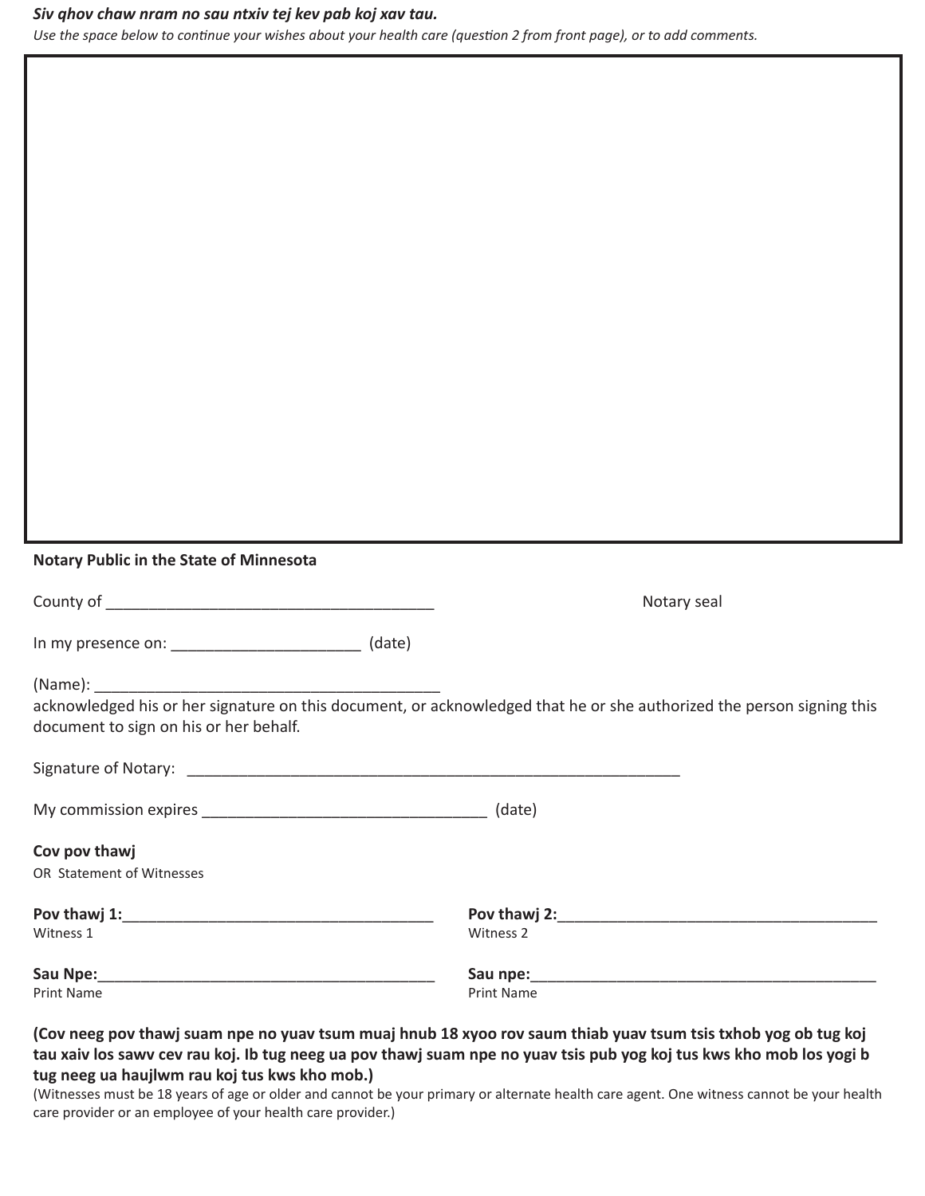***Siv qhov chaw nram no sau ntxiv tej kev pab koj xav tau.***

*Use the space below to continue your wishes about your health care (question 2 from front page), or to add comments.*

**Notary Public in the State of Minnesota**

County of ______________________________________ Notary seal

In my presence on: ______________________ (date)

(Name): ________________________________________

acknowledged his or her signature on this document, or acknowledged that he or she authorized the person signing this document to sign on his or her behalf.

Signature of Notary: __________________________________________________________

My commission expires _________________________________ (date)

**Cov pov thawj**

OR Statement of Witnesses

**Pov thawj 1:**_____________________________________
Witness 1

**Sau Npe:**________________________________________
Print Name

**Pov thawj 2:**_____________________________________
Witness 2

**Sau npe:**________________________________________
Print Name

**(Cov neeg pov thawj suam npe no yuav tsum muaj hnub 18 xyoo rov saum thiab yuav tsum tsis txhob yog ob tug koj tau xaiv los sawv cev rau koj. Ib tug neeg ua pov thawj suam npe no yuav tsis pub yog koj tus kws kho mob los yogi b tug neeg ua haujlwm rau koj tus kws kho mob.)**

(Witnesses must be 18 years of age or older and cannot be your primary or alternate health care agent. One witness cannot be your health care provider or an employee of your health care provider.)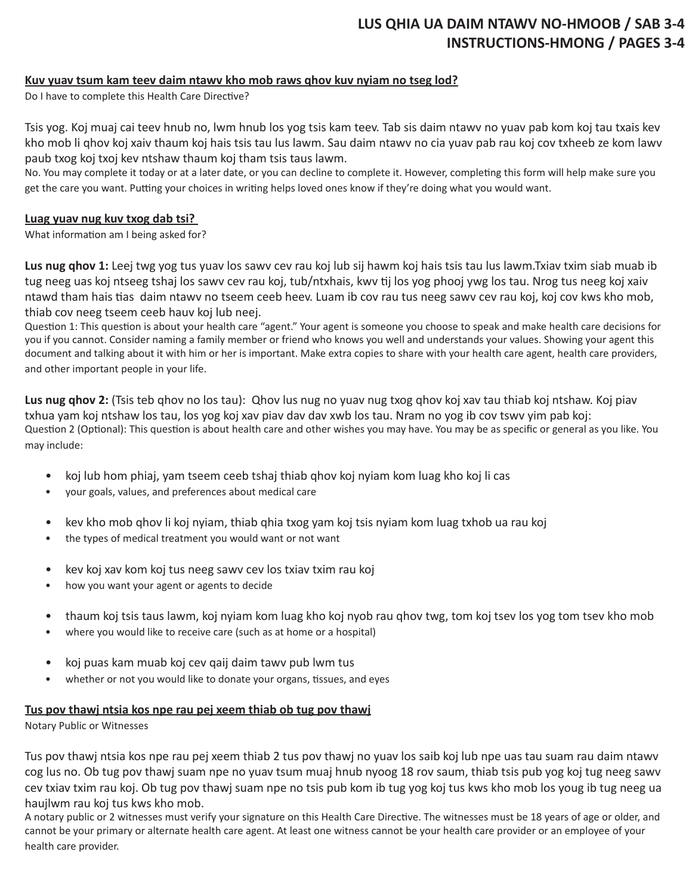# LUS QHIA UA DAIM NTAWV NO-HMOOB / SAB 3-4
# INSTRUCTIONS-HMONG / PAGES 3-4

**Kuv yuav tsum kam teev daim ntawv kho mob raws qhov kuv nyiam no tseg lod?**

Do I have to complete this Health Care Directive?

Tsis yog. Koj muaj cai teev hnub no, lwm hnub los yog tsis kam teev. Tab sis daim ntawv no yuav pab kom koj tau txais kev kho mob li qhov koj xaiv thaum koj hais tsis tau lus lawm. Sau daim ntawv no cia yuav pab rau koj cov txheeb ze kom lawv paub txog koj txoj kev ntshaw thaum koj tham tsis taus lawm.

No. You may complete it today or at a later date, or you can decline to complete it. However, completing this form will help make sure you get the care you want. Putting your choices in writing helps loved ones know if they're doing what you would want.

**Luag yuav nug kuv txog dab tsi?**

What information am I being asked for?

**Lus nug qhov 1:** Leej twg yog tus yuav los sawv cev rau koj lub sij hawm koj hais tsis tau lus lawm.Txiav txim siab muab ib tug neeg uas koj ntseeg tshaj los sawv cev rau koj, tub/ntxhais, kwv tij los yog phooj ywg los tau. Nrog tus neeg koj xaiv ntawd tham hais tias daim ntawv no tseem ceeb heev. Luam ib cov rau tus neeg sawv cev rau koj, koj cov kws kho mob, thiab cov neeg tseem ceeb hauv koj lub neej.

Question 1: This question is about your health care "agent." Your agent is someone you choose to speak and make health care decisions for you if you cannot. Consider naming a family member or friend who knows you well and understands your values. Showing your agent this document and talking about it with him or her is important. Make extra copies to share with your health care agent, health care providers, and other important people in your life.

**Lus nug qhov 2:** (Tsis teb qhov no los tau): Qhov lus nug no yuav nug txog qhov koj xav tau thiab koj ntshaw. Koj piav txhua yam koj ntshaw los tau, los yog koj xav piav dav dav xwb los tau. Nram no yog ib cov tswv yim pab koj:

Question 2 (Optional): This question is about health care and other wishes you may have. You may be as specific or general as you like. You may include:

- koj lub hom phiaj, yam tseem ceeb tshaj thiab qhov koj nyiam kom luag kho koj li cas
- your goals, values, and preferences about medical care
- kev kho mob qhov li koj nyiam, thiab qhia txog yam koj tsis nyiam kom luag txhob ua rau koj
- the types of medical treatment you would want or not want
- kev koj xav kom koj tus neeg sawv cev los txiav txim rau koj
- how you want your agent or agents to decide
- thaum koj tsis taus lawm, koj nyiam kom luag kho koj nyob rau qhov twg, tom koj tsev los yog tom tsev kho mob
- where you would like to receive care (such as at home or a hospital)
- koj puas kam muab koj cev qaij daim tawv pub lwm tus
- whether or not you would like to donate your organs, tissues, and eyes

**Tus pov thawj ntsia kos npe rau pej xeem thiab ob tug pov thawj**

Notary Public or Witnesses

Tus pov thawj ntsia kos npe rau pej xeem thiab 2 tus pov thawj no yuav los saib koj lub npe uas tau suam rau daim ntawv cog lus no. Ob tug pov thawj suam npe no yuav tsum muaj hnub nyoog 18 rov saum, thiab tsis pub yog koj tug neeg sawv cev txiav txim rau koj. Ob tug pov thawj suam npe no tsis pub kom ib tug yog koj tus kws kho mob los youg ib tug neeg ua haujlwm rau koj tus kws kho mob.

A notary public or 2 witnesses must verify your signature on this Health Care Directive. The witnesses must be 18 years of age or older, and cannot be your primary or alternate health care agent. At least one witness cannot be your health care provider or an employee of your health care provider.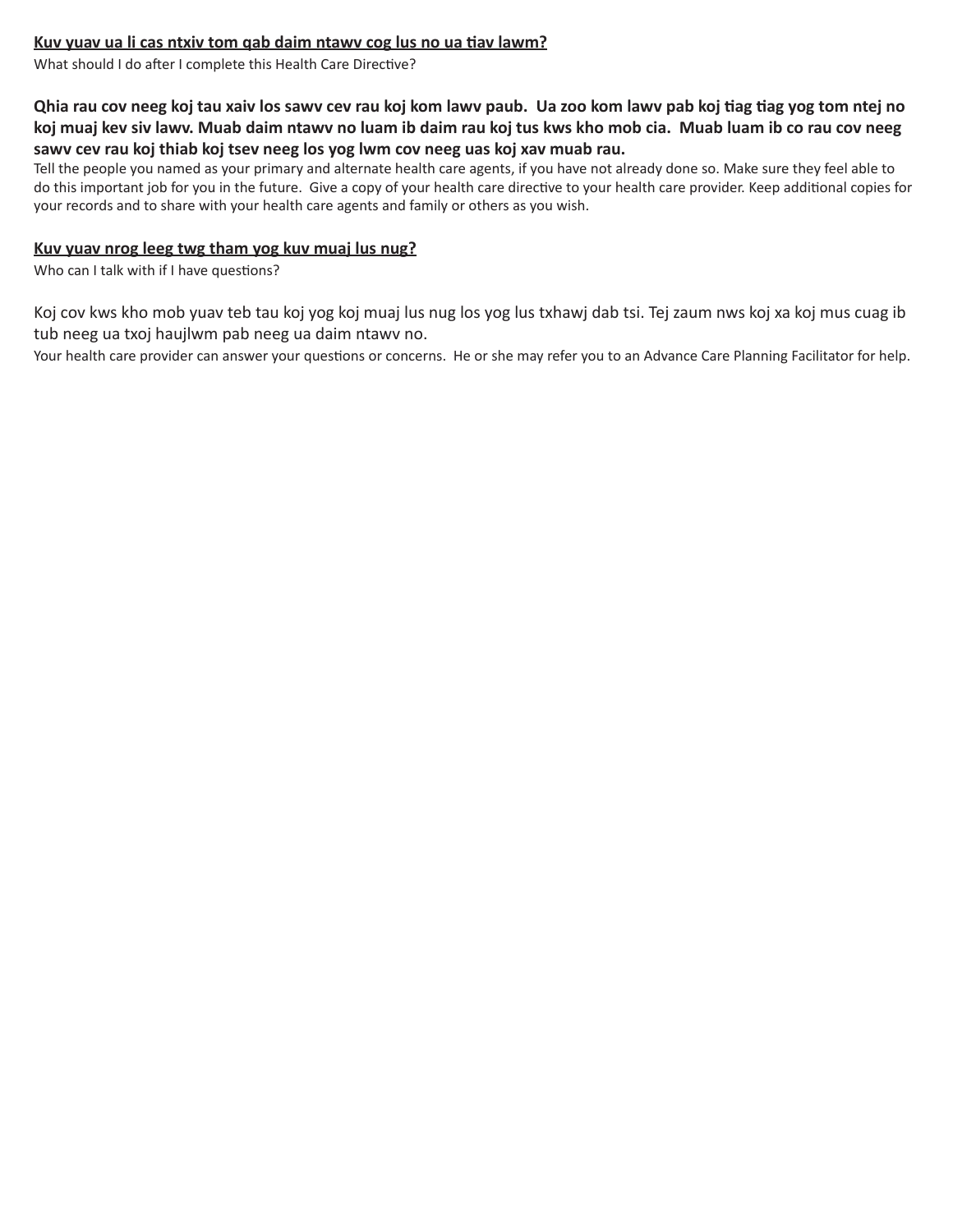**Kuv yuav ua li cas ntxiv tom qab daim ntawv cog lus no ua tiav lawm?**

What should I do after I complete this Health Care Directive?

**Qhia rau cov neeg koj tau xaiv los sawv cev rau koj kom lawv paub. Ua zoo kom lawv pab koj tiag tiag yog tom ntej no koj muaj kev siv lawv. Muab daim ntawv no luam ib daim rau koj tus kws kho mob cia. Muab luam ib co rau cov neeg sawv cev rau koj thiab koj tsev neeg los yog lwm cov neeg uas koj xav muab rau.**

Tell the people you named as your primary and alternate health care agents, if you have not already done so. Make sure they feel able to do this important job for you in the future. Give a copy of your health care directive to your health care provider. Keep additional copies for your records and to share with your health care agents and family or others as you wish.

**Kuv yuav nrog leeg twg tham yog kuv muaj lus nug?**

Who can I talk with if I have questions?

Koj cov kws kho mob yuav teb tau koj yog koj muaj lus nug los yog lus txhawj dab tsi. Tej zaum nws koj xa koj mus cuag ib tub neeg ua txoj haujlwm pab neeg ua daim ntawv no.

Your health care provider can answer your questions or concerns. He or she may refer you to an Advance Care Planning Facilitator for help.